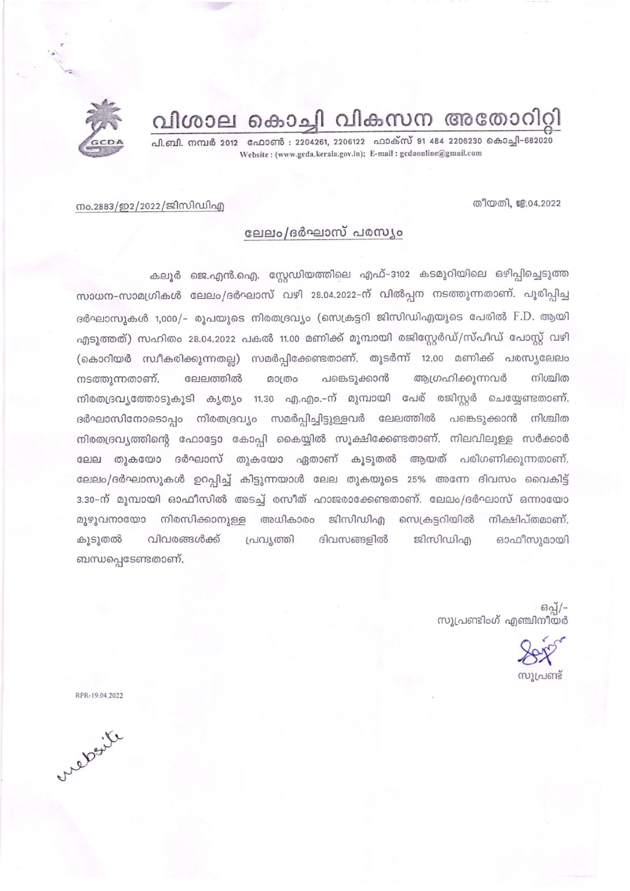# വിശാല കൊച്ചി വികസന അതോറിറ്റി

പി.ബി. നമ്പർ 2012 ഫോൺ : 2204261, 2206122 ഫാക്സ് 91 484 2206230 കൊച്ചി-682020
Website : (www.gcda.kerala.gov.in); E-mail : gcdaonline@gmail.com

നം.2883/ഇ2/2022/ജിസിഡിഎ

തീയതി, 19.04.2022

## ലേലം/ദർഘാസ് പരസ്യം

കലൂർ ജെ.എൻ.ഐ. സ്റ്റേഡിയത്തിലെ എഫ്-3102 കടമുറിയിലെ ഒഴിപ്പിച്ചെടുത്ത സാധന-സാമഗ്രികൾ ലേലം/ദർഘാസ് വഴി 28.04.2022-ന് വിൽപ്പന നടത്തുന്നതാണ്. പൂരിപ്പിച്ച ദർഘാസുകൾ 1,000/- രൂപയുടെ നിരതദ്രവ്യം (സെക്രട്ടറി ജിസിഡിഎയുടെ പേരിൽ F.D. ആയി എടുത്തത്) സഹിതം 28.04.2022 പകൽ 11.00 മണിക്ക് മുമ്പായി രജിസ്റ്റേർഡ്/സ്പീഡ് പോസ്റ്റ് വഴി (കൊറിയർ സ്വീകരിക്കുന്നതല്ല) സമർപ്പിക്കേണ്ടതാണ്. തുടർന്ന് 12.00 മണിക്ക് പരസ്യലേലം നടത്തുന്നതാണ്. ലേലത്തിൽ മാത്രം പങ്കെടുക്കാൻ ആഗ്രഹിക്കുന്നവർ നിശ്ചിത നിരതദ്രവ്യത്തോടുകൂടി കൃത്യം 11.30 എ.എം.-ന് മുമ്പായി പേര് രജിസ്റ്റർ ചെയ്യേണ്ടതാണ്. ദർഘാസിനോടൊപ്പം നിരതദ്രവ്യം സമർപ്പിച്ചിട്ടുള്ളവർ ലേലത്തിൽ പങ്കെടുക്കാൻ നിശ്ചിത നിരതദ്രവ്യത്തിന്റെ ഫോട്ടോ കോപ്പി കൈയ്യിൽ സൂക്ഷിക്കേണ്ടതാണ്. നിലവിലുള്ള സർക്കാർ ലേല തുകയോ ദർഘാസ് തുകയോ ഏതാണ് കൂടുതൽ ആയത് പരിഗണിക്കുന്നതാണ്. ലേലം/ദർഘാസുകൾ ഉറപ്പിച്ച് കിട്ടുന്നയാൾ ലേല തുകയുടെ 25% അന്നേ ദിവസം വൈകിട്ട് 3.30-ന് മുമ്പായി ഓഫീസിൽ അടച്ച് രസീത് ഹാജരാക്കേണ്ടതാണ്. ലേലം/ദർഘാസ് ഒന്നായോ മുഴുവനായോ നിരസിക്കാനുള്ള അധികാരം ജിസിഡിഎ സെക്രട്ടറിയിൽ നിക്ഷിപ്തമാണ്. കൂടുതൽ വിവരങ്ങൾക്ക് പ്രവൃത്തി ദിവസങ്ങളിൽ ജിസിഡിഎ ഓഫീസുമായി ബന്ധപ്പെടേണ്ടതാണ്.

ഒപ്പ്/-
സൂപ്രണ്ടിംഗ് എഞ്ചിനീയർ

സൂപ്രണ്ട്

RPR-19.04.2022

website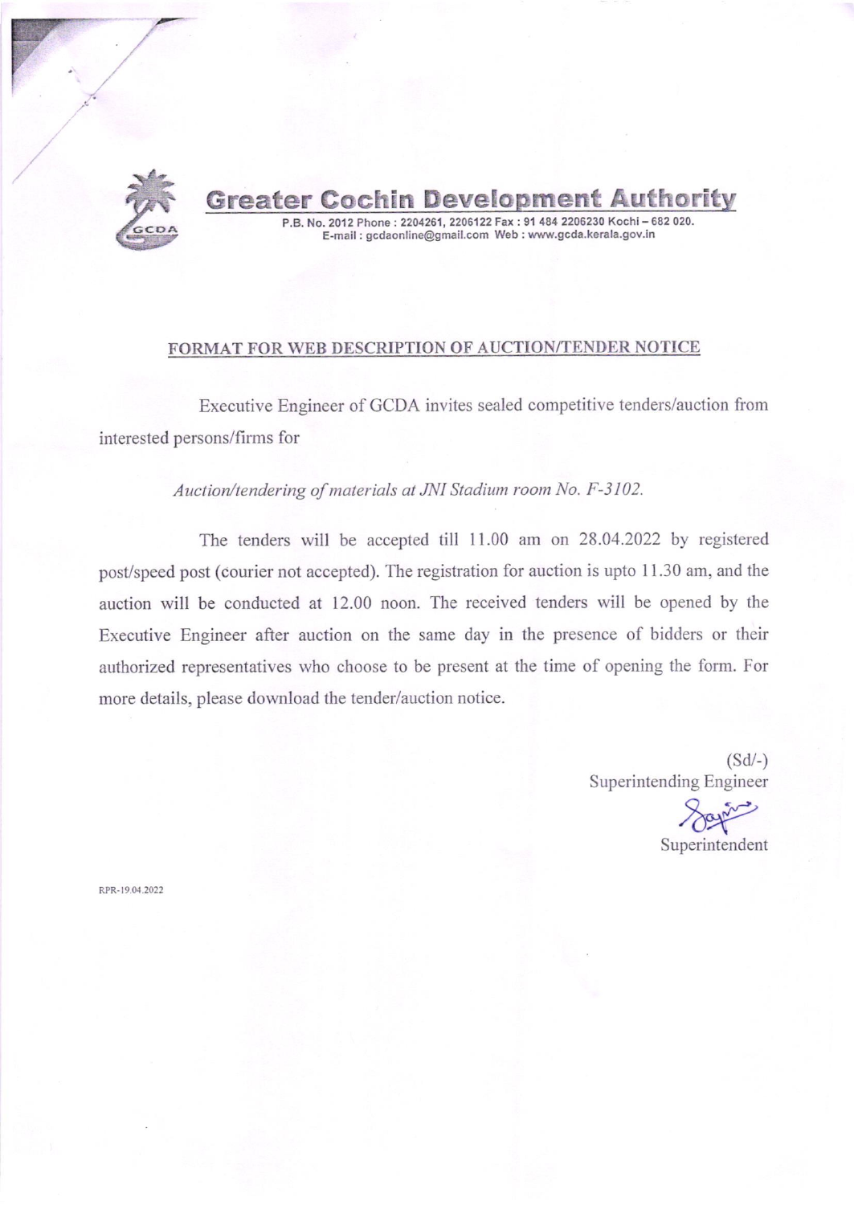# Greater Cochin Development Authority

P.B. No. 2012 Phone : 2204261, 2206122 Fax : 91 484 2206230 Kochi – 682 020.
E-mail : gcdaonline@gmail.com Web : www.gcda.kerala.gov.in

## FORMAT FOR WEB DESCRIPTION OF AUCTION/TENDER NOTICE

Executive Engineer of GCDA invites sealed competitive tenders/auction from interested persons/firms for

*Auction/tendering of materials at JNI Stadium room No. F-3102.*

The tenders will be accepted till 11.00 am on 28.04.2022 by registered post/speed post (courier not accepted). The registration for auction is upto 11.30 am, and the auction will be conducted at 12.00 noon. The received tenders will be opened by the Executive Engineer after auction on the same day in the presence of bidders or their authorized representatives who choose to be present at the time of opening the form. For more details, please download the tender/auction notice.

(Sd/-)
Superintending Engineer

Superintendent

RPR-19.04.2022